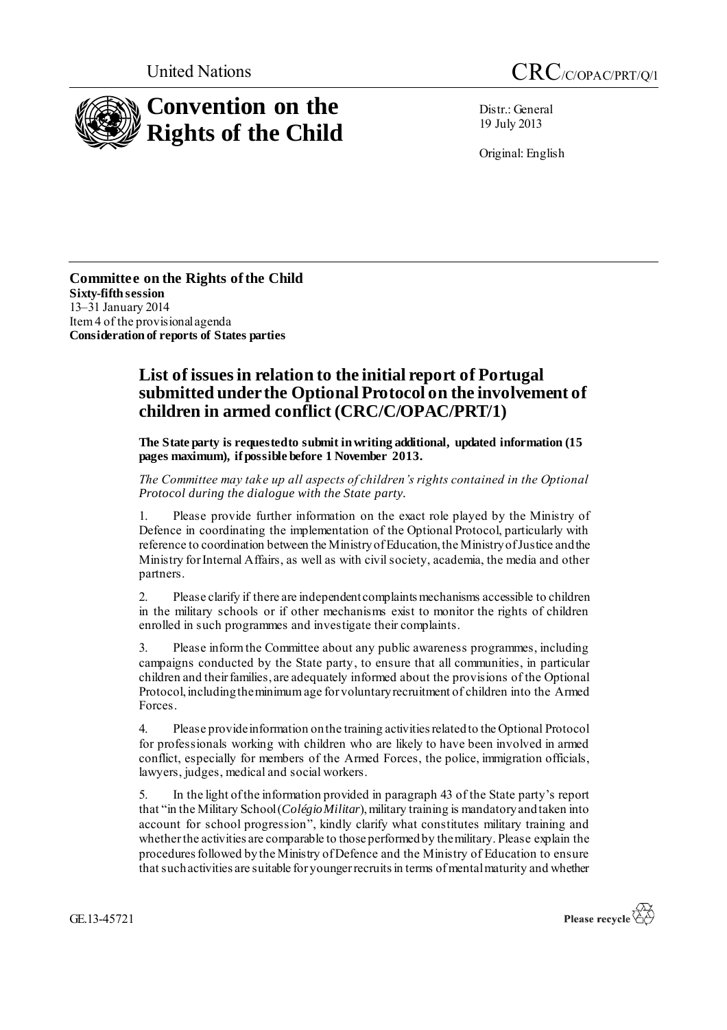United Nations

CRC/C/OPAC/PRT/Q/1

# Convention on the Rights of the Child

Distr.: General
19 July 2013

Original: English

**Committee on the Rights of the Child**
**Sixty-fifth session**
13–31 January 2014
Item 4 of the provisional agenda
**Consideration of reports of States parties**

## List of issues in relation to the initial report of Portugal submitted under the Optional Protocol on the involvement of children in armed conflict (CRC/C/OPAC/PRT/1)

**The State party is requested to submit in writing additional, updated information (15 pages maximum), if possible before 1 November 2013.**

*The Committee may take up all aspects of children's rights contained in the Optional Protocol during the dialogue with the State party.*

1. Please provide further information on the exact role played by the Ministry of Defence in coordinating the implementation of the Optional Protocol, particularly with reference to coordination between the Ministry of Education, the Ministry of Justice and the Ministry for Internal Affairs, as well as with civil society, academia, the media and other partners.

2. Please clarify if there are independent complaints mechanisms accessible to children in the military schools or if other mechanisms exist to monitor the rights of children enrolled in such programmes and investigate their complaints.

3. Please inform the Committee about any public awareness programmes, including campaigns conducted by the State party, to ensure that all communities, in particular children and their families, are adequately informed about the provisions of the Optional Protocol, including the minimum age for voluntary recruitment of children into the Armed Forces.

4. Please provide information on the training activities related to the Optional Protocol for professionals working with children who are likely to have been involved in armed conflict, especially for members of the Armed Forces, the police, immigration officials, lawyers, judges, medical and social workers.

5. In the light of the information provided in paragraph 43 of the State party's report that "in the Military School (*Colégio Militar*), military training is mandatory and taken into account for school progression", kindly clarify what constitutes military training and whether the activities are comparable to those performed by the military. Please explain the procedures followed by the Ministry of Defence and the Ministry of Education to ensure that such activities are suitable for younger recruits in terms of mental maturity and whether

GE.13-45721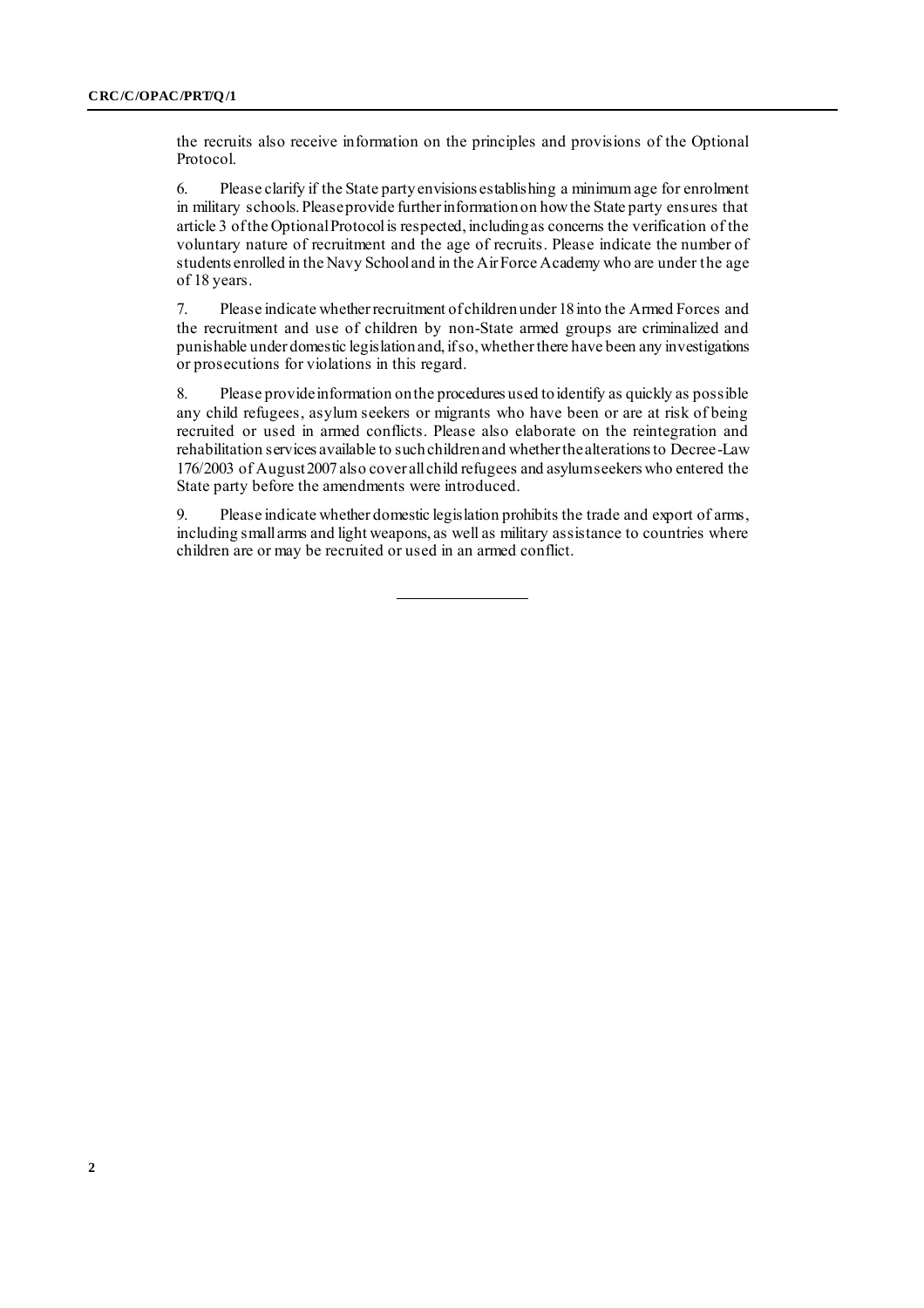the recruits also receive information on the principles and provisions of the Optional Protocol.

6. Please clarify if the State party envisions establishing a minimum age for enrolment in military schools. Please provide further information on how the State party ensures that article 3 of the Optional Protocol is respected, including as concerns the verification of the voluntary nature of recruitment and the age of recruits. Please indicate the number of students enrolled in the Navy School and in the Air Force Academy who are under the age of 18 years.

7. Please indicate whether recruitment of children under 18 into the Armed Forces and the recruitment and use of children by non-State armed groups are criminalized and punishable under domestic legislation and, if so, whether there have been any investigations or prosecutions for violations in this regard.

8. Please provide information on the procedures used to identify as quickly as possible any child refugees, asylum seekers or migrants who have been or are at risk of being recruited or used in armed conflicts. Please also elaborate on the reintegration and rehabilitation services available to such children and whether the alterations to Decree-Law 176/2003 of August 2007 also cover all child refugees and asylum seekers who entered the State party before the amendments were introduced.

9. Please indicate whether domestic legislation prohibits the trade and export of arms, including small arms and light weapons, as well as military assistance to countries where children are or may be recruited or used in an armed conflict.